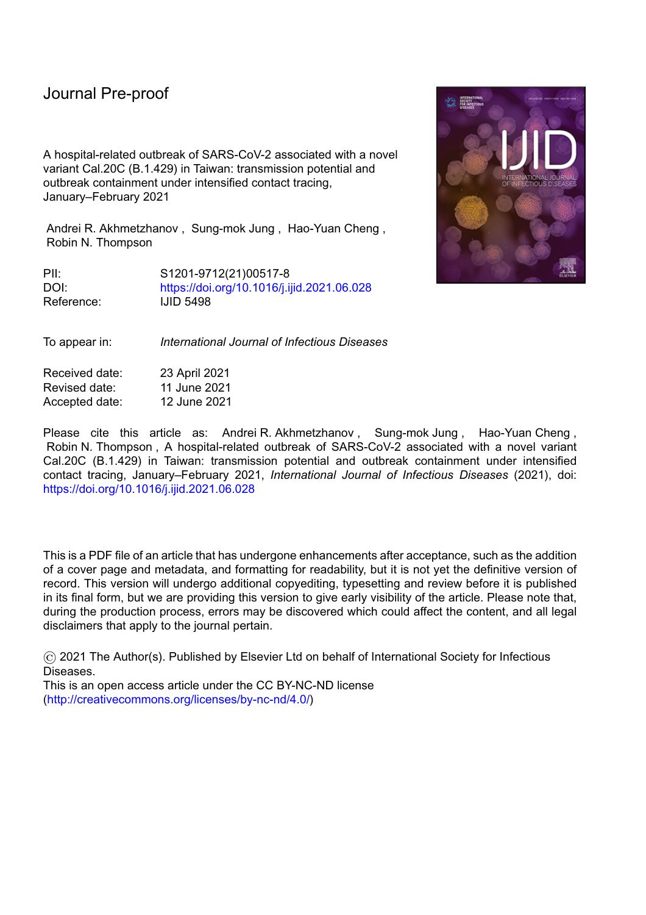Journal Pre-proof

A hospital-related outbreak of SARS-CoV-2 associated with a novel variant Cal.20C (B.1.429) in Taiwan: transmission potential and outbreak containment under intensified contact tracing, January–February 2021

Andrei R. Akhmetzhanov , Sung-mok Jung , Hao-Yuan Cheng , Robin N. Thompson

| | |
|---|---|
| PII: | S1201-9712(21)00517-8 |
| DOI: | https://doi.org/10.1016/j.ijid.2021.06.028 |
| Reference: | IJID 5498 |

To appear in: *International Journal of Infectious Diseases*

| | |
|---|---|
| Received date: | 23 April 2021 |
| Revised date: | 11 June 2021 |
| Accepted date: | 12 June 2021 |

Please cite this article as: Andrei R. Akhmetzhanov , Sung-mok Jung , Hao-Yuan Cheng , Robin N. Thompson , A hospital-related outbreak of SARS-CoV-2 associated with a novel variant Cal.20C (B.1.429) in Taiwan: transmission potential and outbreak containment under intensified contact tracing, January–February 2021, *International Journal of Infectious Diseases* (2021), doi: https://doi.org/10.1016/j.ijid.2021.06.028

This is a PDF file of an article that has undergone enhancements after acceptance, such as the addition of a cover page and metadata, and formatting for readability, but it is not yet the definitive version of record. This version will undergo additional copyediting, typesetting and review before it is published in its final form, but we are providing this version to give early visibility of the article. Please note that, during the production process, errors may be discovered which could affect the content, and all legal disclaimers that apply to the journal pertain.

© 2021 The Author(s). Published by Elsevier Ltd on behalf of International Society for Infectious Diseases.
This is an open access article under the CC BY-NC-ND license (http://creativecommons.org/licenses/by-nc-nd/4.0/)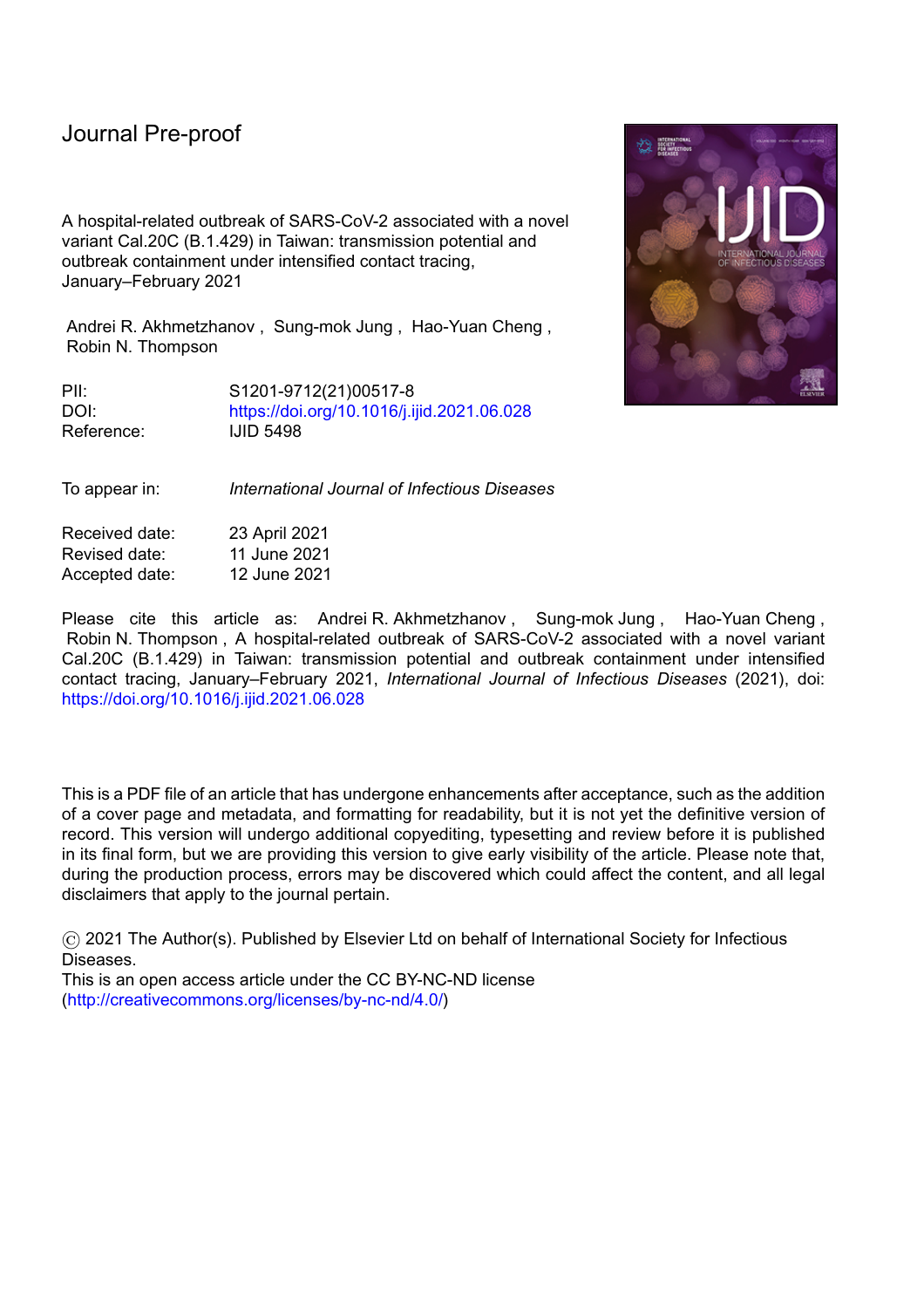Journal Pre-proof

A hospital-related outbreak of SARS-CoV-2 associated with a novel variant Cal.20C (B.1.429) in Taiwan: transmission potential and outbreak containment under intensified contact tracing, January–February 2021

Andrei R. Akhmetzhanov , Sung-mok Jung , Hao-Yuan Cheng , Robin N. Thompson

PII: S1201-9712(21)00517-8
DOI: https://doi.org/10.1016/j.ijid.2021.06.028
Reference: IJID 5498

To appear in: *International Journal of Infectious Diseases*

Received date: 23 April 2021
Revised date: 11 June 2021
Accepted date: 12 June 2021

Please cite this article as: Andrei R. Akhmetzhanov , Sung-mok Jung , Hao-Yuan Cheng , Robin N. Thompson , A hospital-related outbreak of SARS-CoV-2 associated with a novel variant Cal.20C (B.1.429) in Taiwan: transmission potential and outbreak containment under intensified contact tracing, January–February 2021, *International Journal of Infectious Diseases* (2021), doi: https://doi.org/10.1016/j.ijid.2021.06.028

This is a PDF file of an article that has undergone enhancements after acceptance, such as the addition of a cover page and metadata, and formatting for readability, but it is not yet the definitive version of record. This version will undergo additional copyediting, typesetting and review before it is published in its final form, but we are providing this version to give early visibility of the article. Please note that, during the production process, errors may be discovered which could affect the content, and all legal disclaimers that apply to the journal pertain.

© 2021 The Author(s). Published by Elsevier Ltd on behalf of International Society for Infectious Diseases.
This is an open access article under the CC BY-NC-ND license (http://creativecommons.org/licenses/by-nc-nd/4.0/)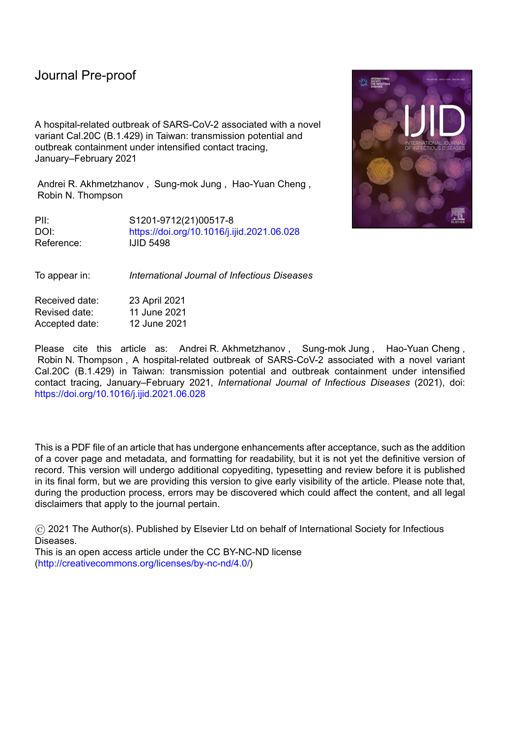Journal Pre-proof

A hospital-related outbreak of SARS-CoV-2 associated with a novel variant Cal.20C (B.1.429) in Taiwan: transmission potential and outbreak containment under intensified contact tracing, January–February 2021

Andrei R. Akhmetzhanov , Sung-mok Jung , Hao-Yuan Cheng , Robin N. Thompson

| | |
|---|---|
| PII: | S1201-9712(21)00517-8 |
| DOI: | https://doi.org/10.1016/j.ijid.2021.06.028 |
| Reference: | IJID 5498 |

| | |
|---|---|
| To appear in: | *International Journal of Infectious Diseases* |

| | |
|---|---|
| Received date: | 23 April 2021 |
| Revised date: | 11 June 2021 |
| Accepted date: | 12 June 2021 |

Please cite this article as: Andrei R. Akhmetzhanov , Sung-mok Jung , Hao-Yuan Cheng , Robin N. Thompson , A hospital-related outbreak of SARS-CoV-2 associated with a novel variant Cal.20C (B.1.429) in Taiwan: transmission potential and outbreak containment under intensified contact tracing, January–February 2021, *International Journal of Infectious Diseases* (2021), doi: https://doi.org/10.1016/j.ijid.2021.06.028

This is a PDF file of an article that has undergone enhancements after acceptance, such as the addition of a cover page and metadata, and formatting for readability, but it is not yet the definitive version of record. This version will undergo additional copyediting, typesetting and review before it is published in its final form, but we are providing this version to give early visibility of the article. Please note that, during the production process, errors may be discovered which could affect the content, and all legal disclaimers that apply to the journal pertain.

© 2021 The Author(s). Published by Elsevier Ltd on behalf of International Society for Infectious Diseases.
This is an open access article under the CC BY-NC-ND license (http://creativecommons.org/licenses/by-nc-nd/4.0/)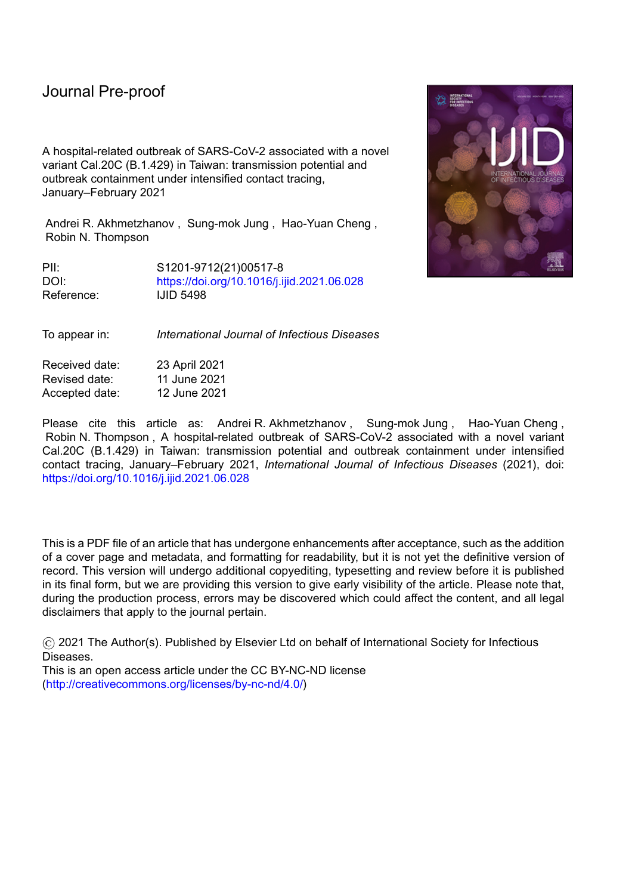Journal Pre-proof

A hospital-related outbreak of SARS-CoV-2 associated with a novel variant Cal.20C (B.1.429) in Taiwan: transmission potential and outbreak containment under intensified contact tracing, January–February 2021

Andrei R. Akhmetzhanov , Sung-mok Jung , Hao-Yuan Cheng , Robin N. Thompson

PII: S1201-9712(21)00517-8
DOI: https://doi.org/10.1016/j.ijid.2021.06.028
Reference: IJID 5498

To appear in: *International Journal of Infectious Diseases*

Received date: 23 April 2021
Revised date: 11 June 2021
Accepted date: 12 June 2021

Please cite this article as: Andrei R. Akhmetzhanov , Sung-mok Jung , Hao-Yuan Cheng , Robin N. Thompson , A hospital-related outbreak of SARS-CoV-2 associated with a novel variant Cal.20C (B.1.429) in Taiwan: transmission potential and outbreak containment under intensified contact tracing, January–February 2021, *International Journal of Infectious Diseases* (2021), doi: https://doi.org/10.1016/j.ijid.2021.06.028

This is a PDF file of an article that has undergone enhancements after acceptance, such as the addition of a cover page and metadata, and formatting for readability, but it is not yet the definitive version of record. This version will undergo additional copyediting, typesetting and review before it is published in its final form, but we are providing this version to give early visibility of the article. Please note that, during the production process, errors may be discovered which could affect the content, and all legal disclaimers that apply to the journal pertain.

© 2021 The Author(s). Published by Elsevier Ltd on behalf of International Society for Infectious Diseases.
This is an open access article under the CC BY-NC-ND license (http://creativecommons.org/licenses/by-nc-nd/4.0/)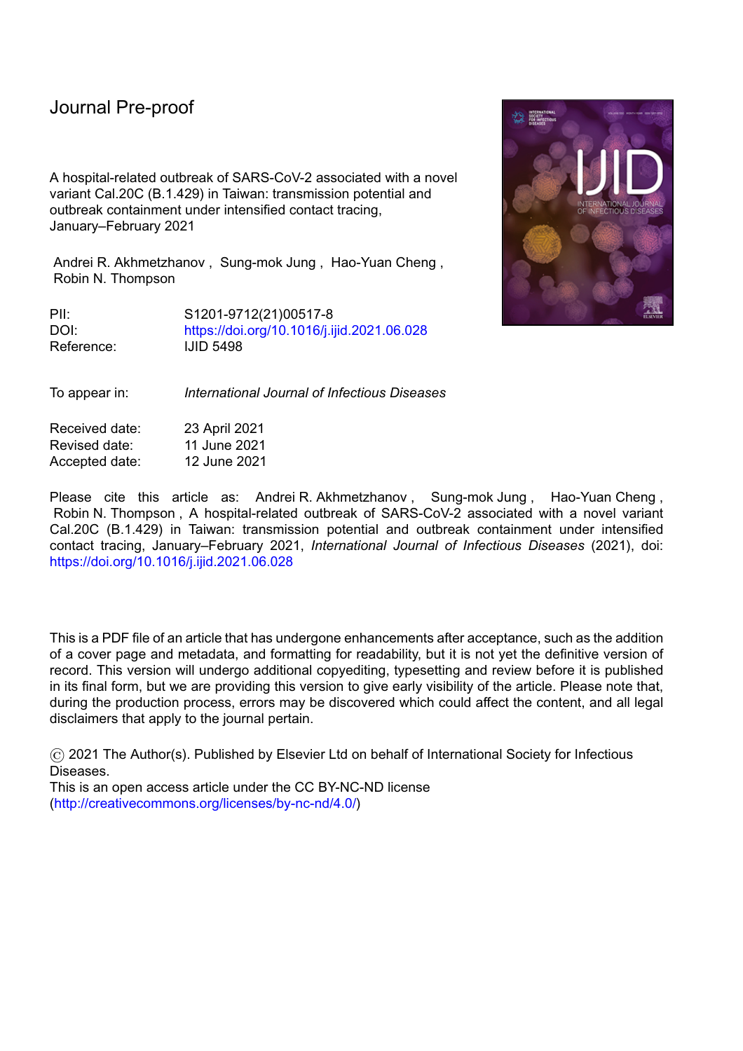Journal Pre-proof

A hospital-related outbreak of SARS-CoV-2 associated with a novel variant Cal.20C (B.1.429) in Taiwan: transmission potential and outbreak containment under intensified contact tracing, January–February 2021

Andrei R. Akhmetzhanov , Sung-mok Jung , Hao-Yuan Cheng , Robin N. Thompson

PII: S1201-9712(21)00517-8
DOI: https://doi.org/10.1016/j.ijid.2021.06.028
Reference: IJID 5498

To appear in: *International Journal of Infectious Diseases*

Received date: 23 April 2021
Revised date: 11 June 2021
Accepted date: 12 June 2021

Please cite this article as: Andrei R. Akhmetzhanov , Sung-mok Jung , Hao-Yuan Cheng , Robin N. Thompson , A hospital-related outbreak of SARS-CoV-2 associated with a novel variant Cal.20C (B.1.429) in Taiwan: transmission potential and outbreak containment under intensified contact tracing, January–February 2021, *International Journal of Infectious Diseases* (2021), doi: https://doi.org/10.1016/j.ijid.2021.06.028

This is a PDF file of an article that has undergone enhancements after acceptance, such as the addition of a cover page and metadata, and formatting for readability, but it is not yet the definitive version of record. This version will undergo additional copyediting, typesetting and review before it is published in its final form, but we are providing this version to give early visibility of the article. Please note that, during the production process, errors may be discovered which could affect the content, and all legal disclaimers that apply to the journal pertain.

© 2021 The Author(s). Published by Elsevier Ltd on behalf of International Society for Infectious Diseases.
This is an open access article under the CC BY-NC-ND license (http://creativecommons.org/licenses/by-nc-nd/4.0/)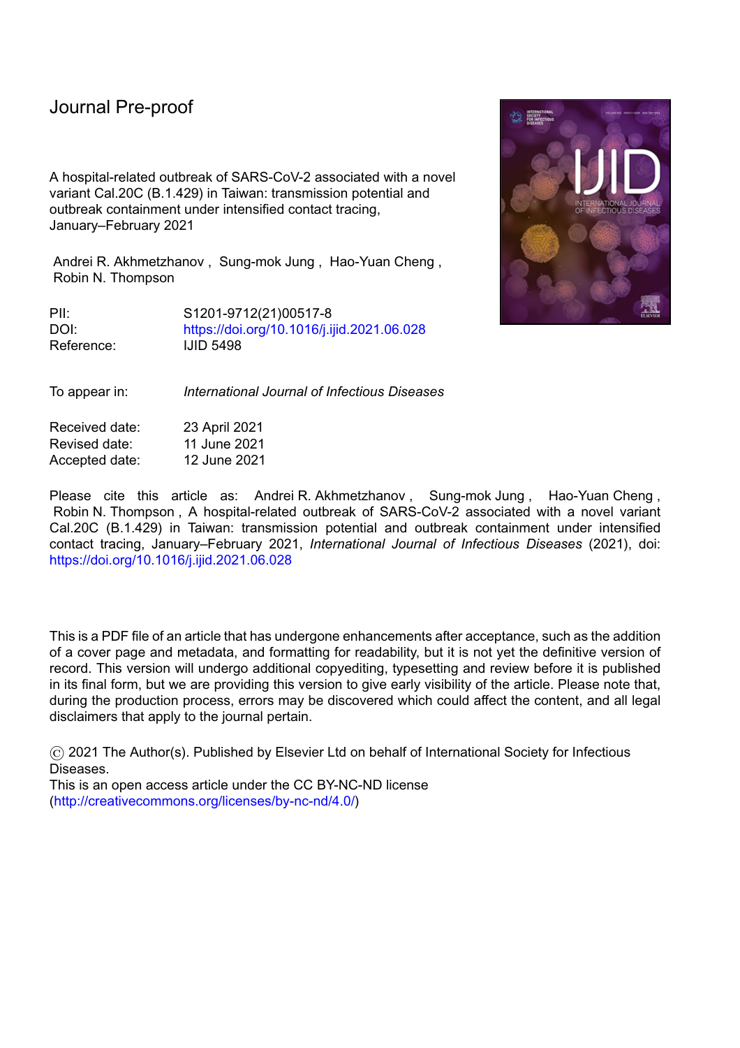Journal Pre-proof

A hospital-related outbreak of SARS-CoV-2 associated with a novel variant Cal.20C (B.1.429) in Taiwan: transmission potential and outbreak containment under intensified contact tracing, January–February 2021

Andrei R. Akhmetzhanov , Sung-mok Jung , Hao-Yuan Cheng , Robin N. Thompson

PII: S1201-9712(21)00517-8

DOI: https://doi.org/10.1016/j.ijid.2021.06.028

Reference: IJID 5498

To appear in: *International Journal of Infectious Diseases*

Received date: 23 April 2021

Revised date: 11 June 2021

Accepted date: 12 June 2021

Please cite this article as: Andrei R. Akhmetzhanov , Sung-mok Jung , Hao-Yuan Cheng , Robin N. Thompson , A hospital-related outbreak of SARS-CoV-2 associated with a novel variant Cal.20C (B.1.429) in Taiwan: transmission potential and outbreak containment under intensified contact tracing, January–February 2021, *International Journal of Infectious Diseases* (2021), doi: https://doi.org/10.1016/j.ijid.2021.06.028

This is a PDF file of an article that has undergone enhancements after acceptance, such as the addition of a cover page and metadata, and formatting for readability, but it is not yet the definitive version of record. This version will undergo additional copyediting, typesetting and review before it is published in its final form, but we are providing this version to give early visibility of the article. Please note that, during the production process, errors may be discovered which could affect the content, and all legal disclaimers that apply to the journal pertain.

© 2021 The Author(s). Published by Elsevier Ltd on behalf of International Society for Infectious Diseases.
This is an open access article under the CC BY-NC-ND license (http://creativecommons.org/licenses/by-nc-nd/4.0/)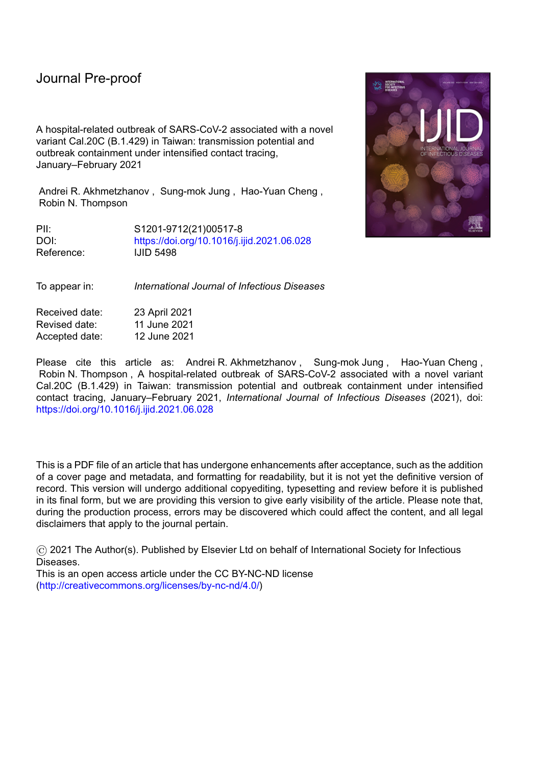Journal Pre-proof

A hospital-related outbreak of SARS-CoV-2 associated with a novel variant Cal.20C (B.1.429) in Taiwan: transmission potential and outbreak containment under intensified contact tracing, January–February 2021

Andrei R. Akhmetzhanov , Sung-mok Jung , Hao-Yuan Cheng , Robin N. Thompson

PII: S1201-9712(21)00517-8

DOI: https://doi.org/10.1016/j.ijid.2021.06.028

Reference: IJID 5498

To appear in: *International Journal of Infectious Diseases*

Received date: 23 April 2021

Revised date: 11 June 2021

Accepted date: 12 June 2021

Please cite this article as: Andrei R. Akhmetzhanov , Sung-mok Jung , Hao-Yuan Cheng , Robin N. Thompson , A hospital-related outbreak of SARS-CoV-2 associated with a novel variant Cal.20C (B.1.429) in Taiwan: transmission potential and outbreak containment under intensified contact tracing, January–February 2021, *International Journal of Infectious Diseases* (2021), doi: https://doi.org/10.1016/j.ijid.2021.06.028

This is a PDF file of an article that has undergone enhancements after acceptance, such as the addition of a cover page and metadata, and formatting for readability, but it is not yet the definitive version of record. This version will undergo additional copyediting, typesetting and review before it is published in its final form, but we are providing this version to give early visibility of the article. Please note that, during the production process, errors may be discovered which could affect the content, and all legal disclaimers that apply to the journal pertain.

© 2021 The Author(s). Published by Elsevier Ltd on behalf of International Society for Infectious Diseases.
This is an open access article under the CC BY-NC-ND license (http://creativecommons.org/licenses/by-nc-nd/4.0/)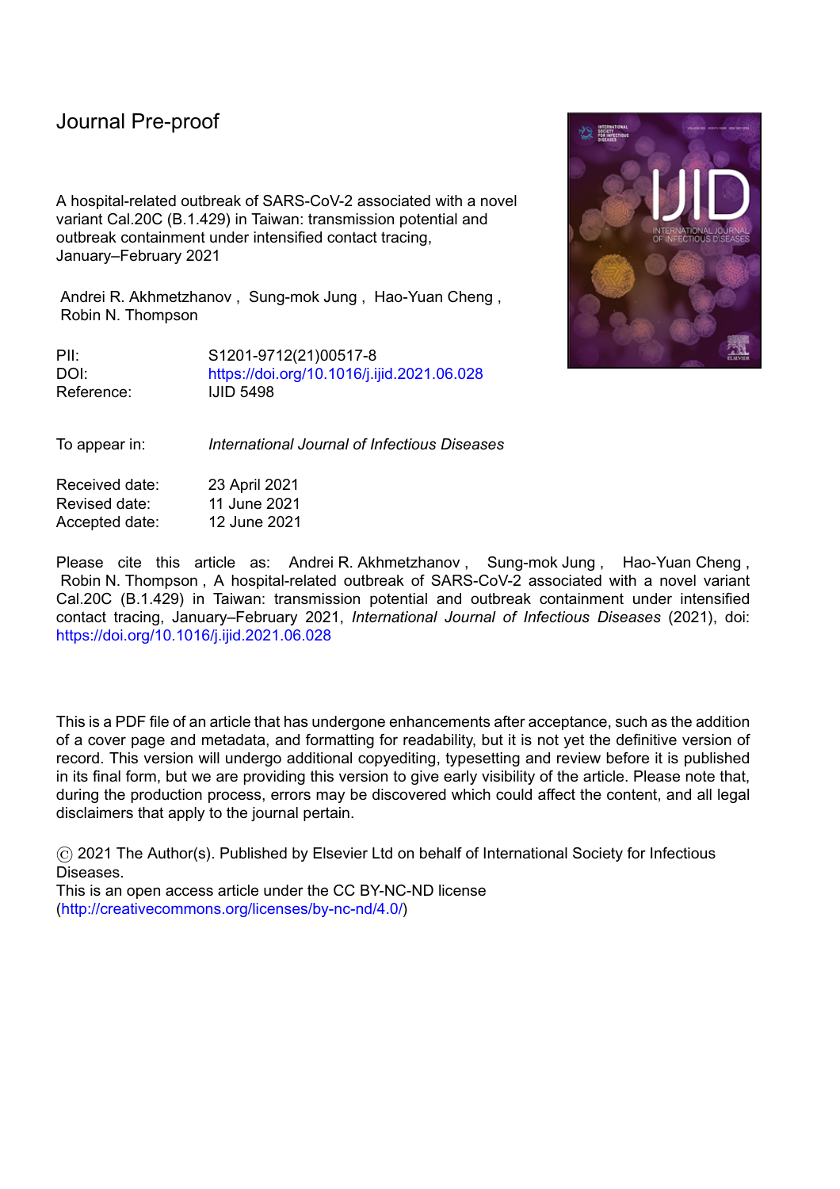Journal Pre-proof

A hospital-related outbreak of SARS-CoV-2 associated with a novel variant Cal.20C (B.1.429) in Taiwan: transmission potential and outbreak containment under intensified contact tracing, January–February 2021

Andrei R. Akhmetzhanov , Sung-mok Jung , Hao-Yuan Cheng , Robin N. Thompson

| | |
|---|---|
| PII: | S1201-9712(21)00517-8 |
| DOI: | https://doi.org/10.1016/j.ijid.2021.06.028 |
| Reference: | IJID 5498 |

| | |
|---|---|
| To appear in: | *International Journal of Infectious Diseases* |

| | |
|---|---|
| Received date: | 23 April 2021 |
| Revised date: | 11 June 2021 |
| Accepted date: | 12 June 2021 |

Please cite this article as: Andrei R. Akhmetzhanov , Sung-mok Jung , Hao-Yuan Cheng , Robin N. Thompson , A hospital-related outbreak of SARS-CoV-2 associated with a novel variant Cal.20C (B.1.429) in Taiwan: transmission potential and outbreak containment under intensified contact tracing, January–February 2021, *International Journal of Infectious Diseases* (2021), doi: https://doi.org/10.1016/j.ijid.2021.06.028

This is a PDF file of an article that has undergone enhancements after acceptance, such as the addition of a cover page and metadata, and formatting for readability, but it is not yet the definitive version of record. This version will undergo additional copyediting, typesetting and review before it is published in its final form, but we are providing this version to give early visibility of the article. Please note that, during the production process, errors may be discovered which could affect the content, and all legal disclaimers that apply to the journal pertain.

© 2021 The Author(s). Published by Elsevier Ltd on behalf of International Society for Infectious Diseases.
This is an open access article under the CC BY-NC-ND license (http://creativecommons.org/licenses/by-nc-nd/4.0/)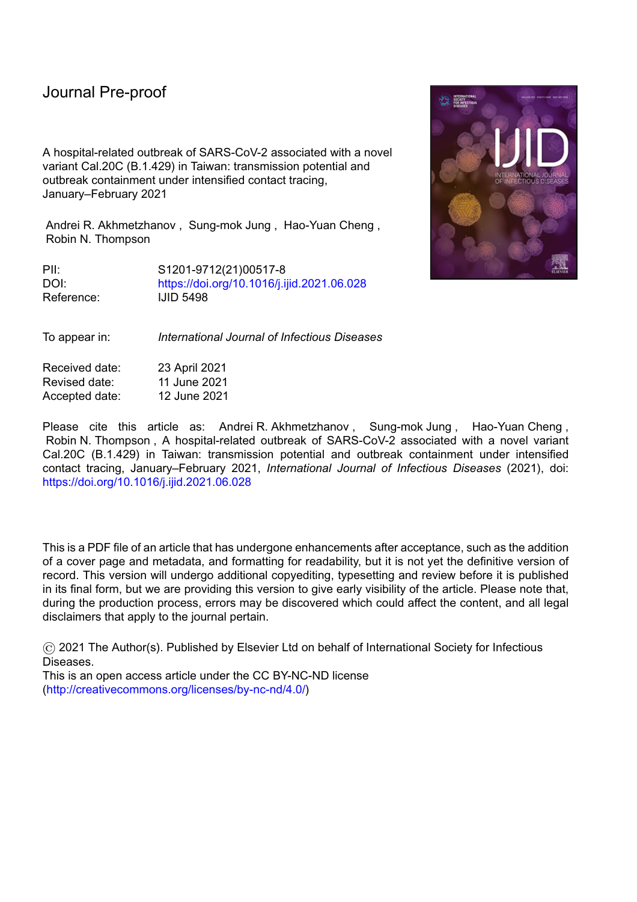# Journal Pre-proof

A hospital-related outbreak of SARS-CoV-2 associated with a novel variant Cal.20C (B.1.429) in Taiwan: transmission potential and outbreak containment under intensified contact tracing, January–February 2021

Andrei R. Akhmetzhanov , Sung-mok Jung , Hao-Yuan Cheng , Robin N. Thompson

PII: S1201-9712(21)00517-8
DOI: https://doi.org/10.1016/j.ijid.2021.06.028
Reference: IJID 5498

To appear in: *International Journal of Infectious Diseases*

Received date: 23 April 2021
Revised date: 11 June 2021
Accepted date: 12 June 2021

Please cite this article as: Andrei R. Akhmetzhanov , Sung-mok Jung , Hao-Yuan Cheng , Robin N. Thompson , A hospital-related outbreak of SARS-CoV-2 associated with a novel variant Cal.20C (B.1.429) in Taiwan: transmission potential and outbreak containment under intensified contact tracing, January–February 2021, *International Journal of Infectious Diseases* (2021), doi: https://doi.org/10.1016/j.ijid.2021.06.028

This is a PDF file of an article that has undergone enhancements after acceptance, such as the addition of a cover page and metadata, and formatting for readability, but it is not yet the definitive version of record. This version will undergo additional copyediting, typesetting and review before it is published in its final form, but we are providing this version to give early visibility of the article. Please note that, during the production process, errors may be discovered which could affect the content, and all legal disclaimers that apply to the journal pertain.

© 2021 The Author(s). Published by Elsevier Ltd on behalf of International Society for Infectious Diseases.
This is an open access article under the CC BY-NC-ND license (http://creativecommons.org/licenses/by-nc-nd/4.0/)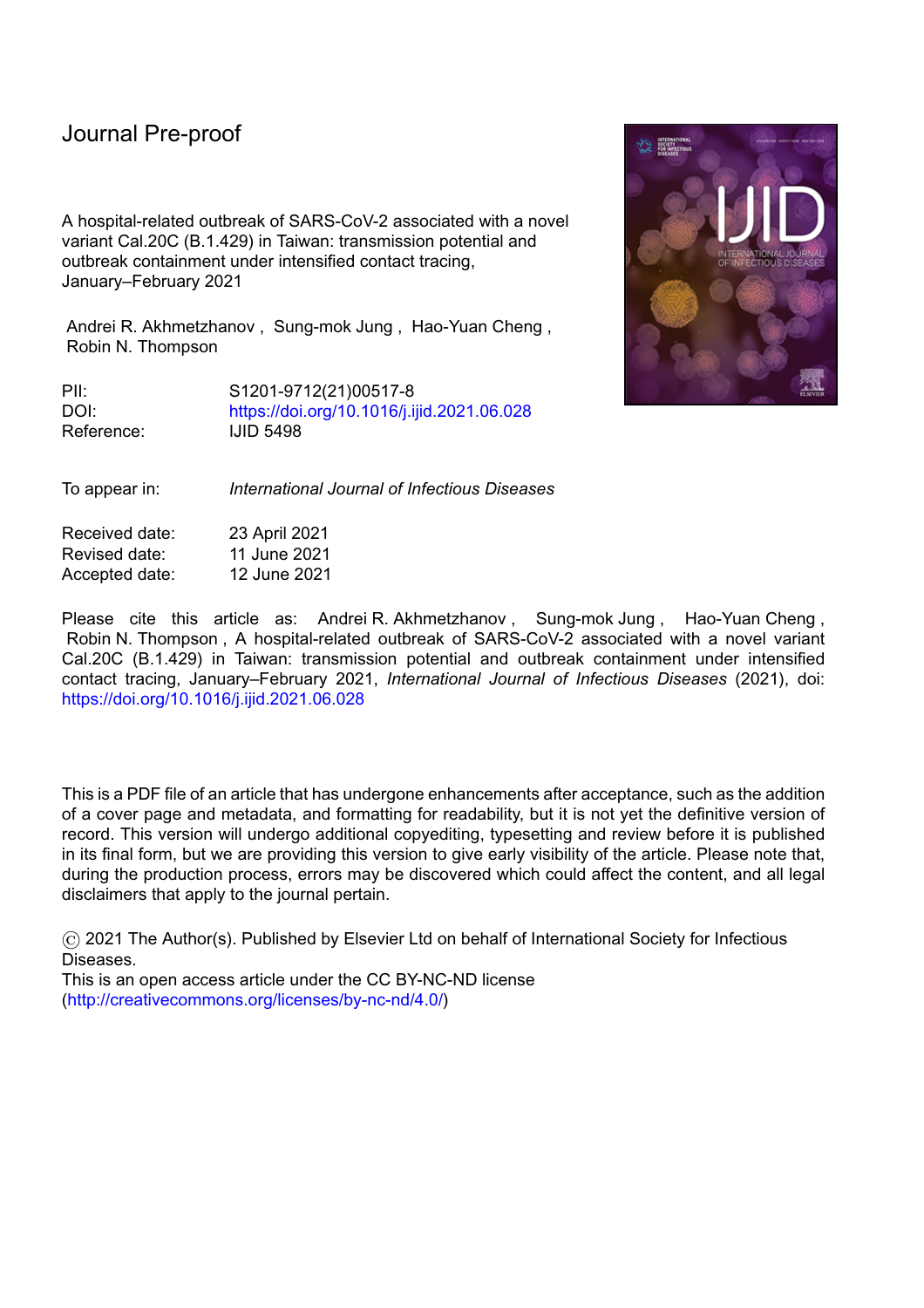Journal Pre-proof

A hospital-related outbreak of SARS-CoV-2 associated with a novel variant Cal.20C (B.1.429) in Taiwan: transmission potential and outbreak containment under intensified contact tracing, January–February 2021

Andrei R. Akhmetzhanov , Sung-mok Jung , Hao-Yuan Cheng , Robin N. Thompson

| | |
|---|---|
| PII: | S1201-9712(21)00517-8 |
| DOI: | https://doi.org/10.1016/j.ijid.2021.06.028 |
| Reference: | IJID 5498 |

| | |
|---|---|
| To appear in: | *International Journal of Infectious Diseases* |

| | |
|---|---|
| Received date: | 23 April 2021 |
| Revised date: | 11 June 2021 |
| Accepted date: | 12 June 2021 |

Please cite this article as: Andrei R. Akhmetzhanov , Sung-mok Jung , Hao-Yuan Cheng , Robin N. Thompson , A hospital-related outbreak of SARS-CoV-2 associated with a novel variant Cal.20C (B.1.429) in Taiwan: transmission potential and outbreak containment under intensified contact tracing, January–February 2021, *International Journal of Infectious Diseases* (2021), doi: https://doi.org/10.1016/j.ijid.2021.06.028

This is a PDF file of an article that has undergone enhancements after acceptance, such as the addition of a cover page and metadata, and formatting for readability, but it is not yet the definitive version of record. This version will undergo additional copyediting, typesetting and review before it is published in its final form, but we are providing this version to give early visibility of the article. Please note that, during the production process, errors may be discovered which could affect the content, and all legal disclaimers that apply to the journal pertain.

© 2021 The Author(s). Published by Elsevier Ltd on behalf of International Society for Infectious Diseases.
This is an open access article under the CC BY-NC-ND license (http://creativecommons.org/licenses/by-nc-nd/4.0/)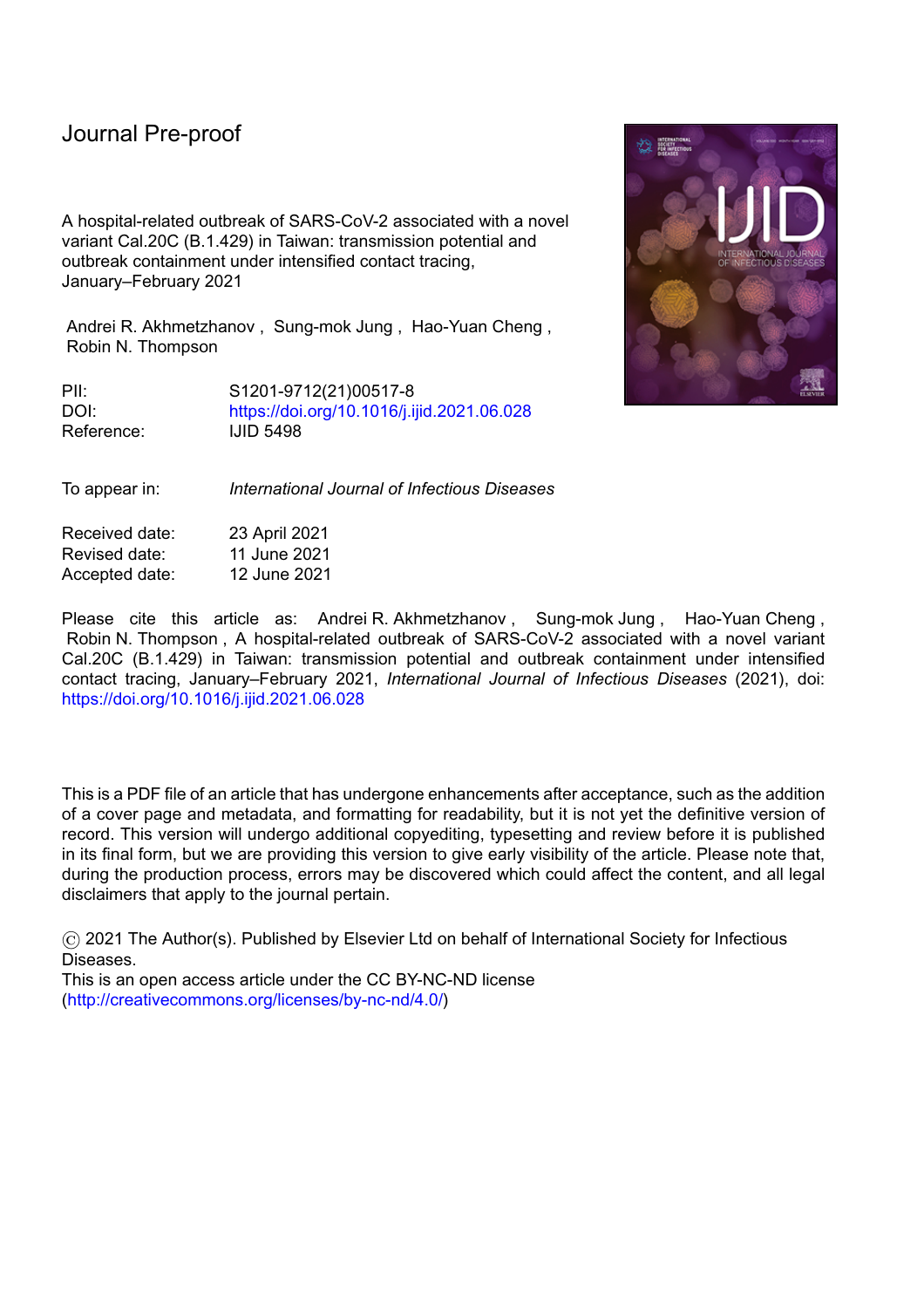# Journal Pre-proof

A hospital-related outbreak of SARS-CoV-2 associated with a novel variant Cal.20C (B.1.429) in Taiwan: transmission potential and outbreak containment under intensified contact tracing, January–February 2021

Andrei R. Akhmetzhanov , Sung-mok Jung , Hao-Yuan Cheng , Robin N. Thompson

PII: S1201-9712(21)00517-8
DOI: https://doi.org/10.1016/j.ijid.2021.06.028
Reference: IJID 5498

To appear in: *International Journal of Infectious Diseases*

Received date: 23 April 2021
Revised date: 11 June 2021
Accepted date: 12 June 2021

Please cite this article as: Andrei R. Akhmetzhanov , Sung-mok Jung , Hao-Yuan Cheng , Robin N. Thompson , A hospital-related outbreak of SARS-CoV-2 associated with a novel variant Cal.20C (B.1.429) in Taiwan: transmission potential and outbreak containment under intensified contact tracing, January–February 2021, *International Journal of Infectious Diseases* (2021), doi: https://doi.org/10.1016/j.ijid.2021.06.028

This is a PDF file of an article that has undergone enhancements after acceptance, such as the addition of a cover page and metadata, and formatting for readability, but it is not yet the definitive version of record. This version will undergo additional copyediting, typesetting and review before it is published in its final form, but we are providing this version to give early visibility of the article. Please note that, during the production process, errors may be discovered which could affect the content, and all legal disclaimers that apply to the journal pertain.

© 2021 The Author(s). Published by Elsevier Ltd on behalf of International Society for Infectious Diseases.
This is an open access article under the CC BY-NC-ND license (http://creativecommons.org/licenses/by-nc-nd/4.0/)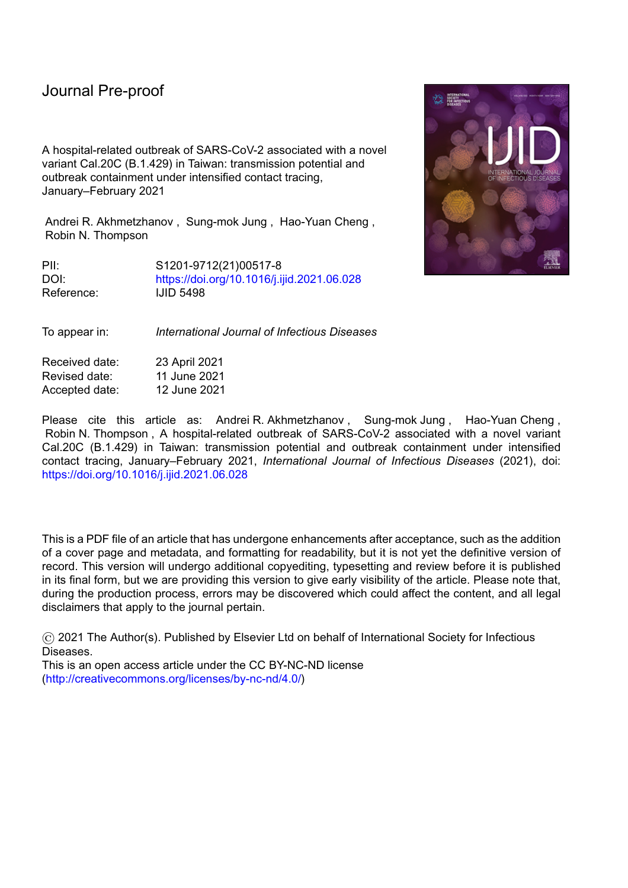# Journal Pre-proof

A hospital-related outbreak of SARS-CoV-2 associated with a novel variant Cal.20C (B.1.429) in Taiwan: transmission potential and outbreak containment under intensified contact tracing, January–February 2021

Andrei R. Akhmetzhanov , Sung-mok Jung , Hao-Yuan Cheng , Robin N. Thompson

PII: S1201-9712(21)00517-8
DOI: https://doi.org/10.1016/j.ijid.2021.06.028
Reference: IJID 5498

To appear in: *International Journal of Infectious Diseases*

Received date: 23 April 2021
Revised date: 11 June 2021
Accepted date: 12 June 2021

Please cite this article as: Andrei R. Akhmetzhanov , Sung-mok Jung , Hao-Yuan Cheng , Robin N. Thompson , A hospital-related outbreak of SARS-CoV-2 associated with a novel variant Cal.20C (B.1.429) in Taiwan: transmission potential and outbreak containment under intensified contact tracing, January–February 2021, *International Journal of Infectious Diseases* (2021), doi: https://doi.org/10.1016/j.ijid.2021.06.028

This is a PDF file of an article that has undergone enhancements after acceptance, such as the addition of a cover page and metadata, and formatting for readability, but it is not yet the definitive version of record. This version will undergo additional copyediting, typesetting and review before it is published in its final form, but we are providing this version to give early visibility of the article. Please note that, during the production process, errors may be discovered which could affect the content, and all legal disclaimers that apply to the journal pertain.

© 2021 The Author(s). Published by Elsevier Ltd on behalf of International Society for Infectious Diseases.
This is an open access article under the CC BY-NC-ND license (http://creativecommons.org/licenses/by-nc-nd/4.0/)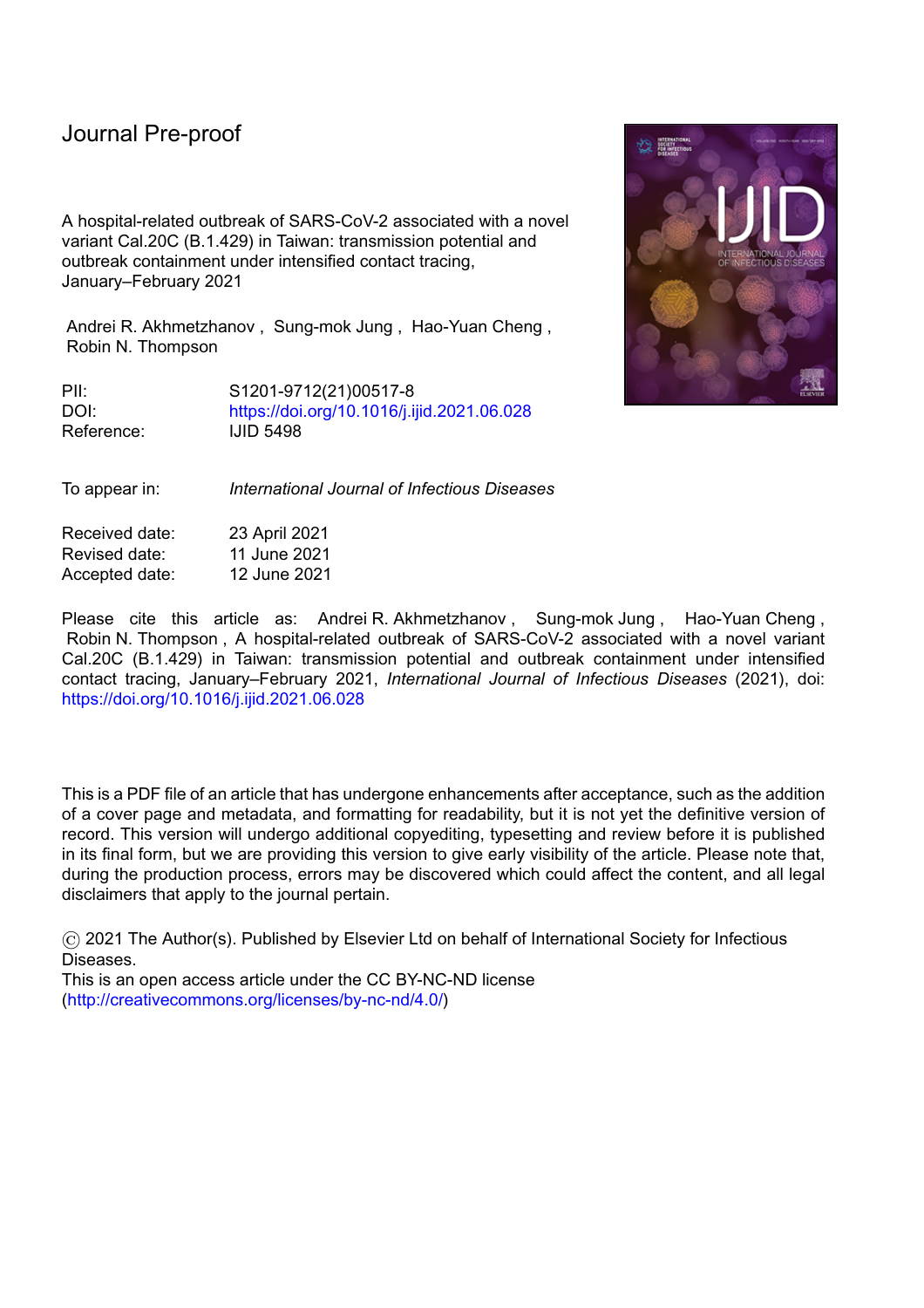Journal Pre-proof

A hospital-related outbreak of SARS-CoV-2 associated with a novel variant Cal.20C (B.1.429) in Taiwan: transmission potential and outbreak containment under intensified contact tracing, January–February 2021

Andrei R. Akhmetzhanov , Sung-mok Jung , Hao-Yuan Cheng , Robin N. Thompson

PII: S1201-9712(21)00517-8
DOI: https://doi.org/10.1016/j.ijid.2021.06.028
Reference: IJID 5498

To appear in: *International Journal of Infectious Diseases*

Received date: 23 April 2021
Revised date: 11 June 2021
Accepted date: 12 June 2021

Please cite this article as: Andrei R. Akhmetzhanov , Sung-mok Jung , Hao-Yuan Cheng , Robin N. Thompson , A hospital-related outbreak of SARS-CoV-2 associated with a novel variant Cal.20C (B.1.429) in Taiwan: transmission potential and outbreak containment under intensified contact tracing, January–February 2021, *International Journal of Infectious Diseases* (2021), doi: https://doi.org/10.1016/j.ijid.2021.06.028

This is a PDF file of an article that has undergone enhancements after acceptance, such as the addition of a cover page and metadata, and formatting for readability, but it is not yet the definitive version of record. This version will undergo additional copyediting, typesetting and review before it is published in its final form, but we are providing this version to give early visibility of the article. Please note that, during the production process, errors may be discovered which could affect the content, and all legal disclaimers that apply to the journal pertain.

© 2021 The Author(s). Published by Elsevier Ltd on behalf of International Society for Infectious Diseases.
This is an open access article under the CC BY-NC-ND license (http://creativecommons.org/licenses/by-nc-nd/4.0/)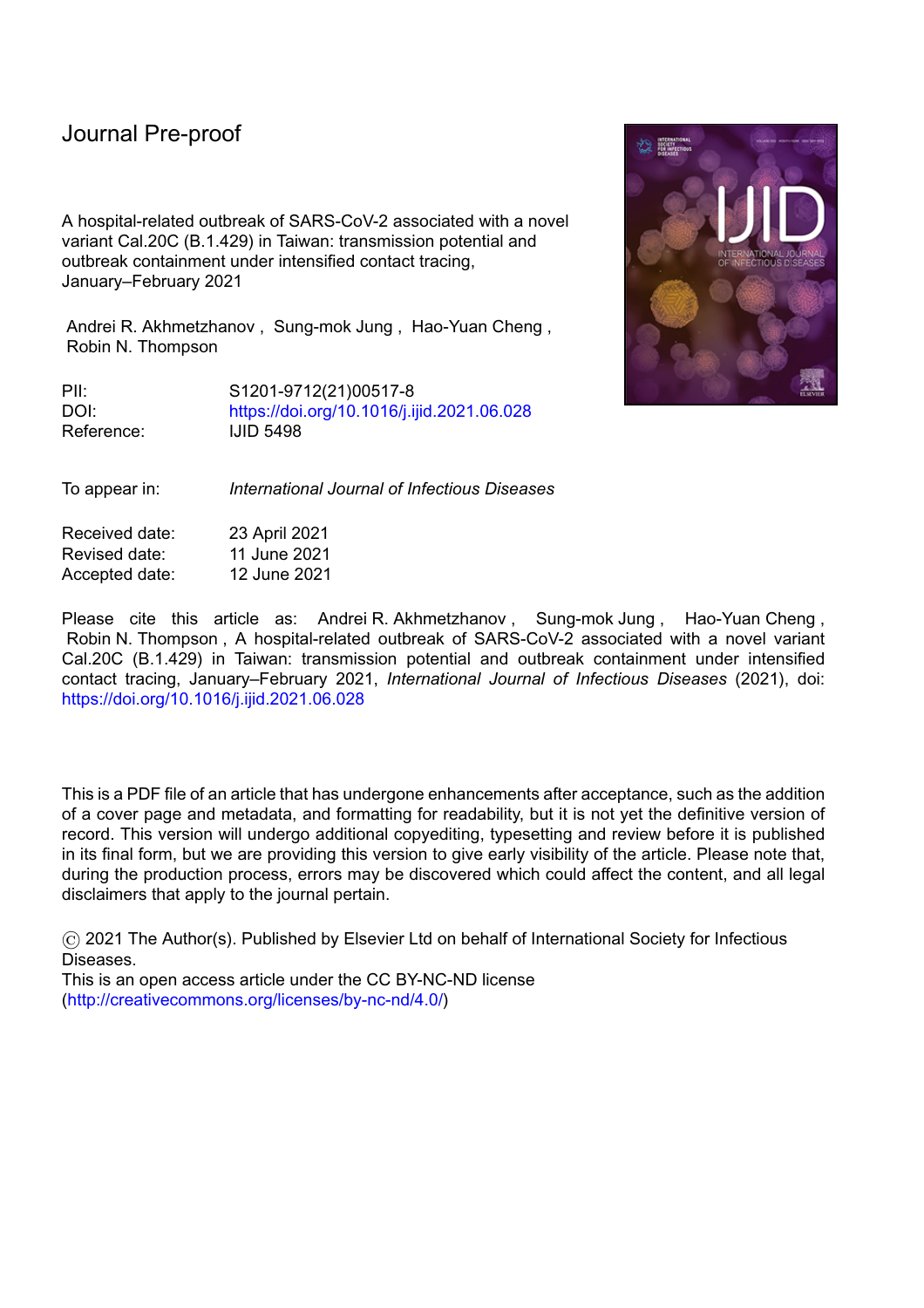Journal Pre-proof

A hospital-related outbreak of SARS-CoV-2 associated with a novel variant Cal.20C (B.1.429) in Taiwan: transmission potential and outbreak containment under intensified contact tracing, January–February 2021

Andrei R. Akhmetzhanov , Sung-mok Jung , Hao-Yuan Cheng , Robin N. Thompson

PII: S1201-9712(21)00517-8

DOI: https://doi.org/10.1016/j.ijid.2021.06.028

Reference: IJID 5498

To appear in: *International Journal of Infectious Diseases*

Received date: 23 April 2021

Revised date: 11 June 2021

Accepted date: 12 June 2021

Please cite this article as: Andrei R. Akhmetzhanov , Sung-mok Jung , Hao-Yuan Cheng , Robin N. Thompson , A hospital-related outbreak of SARS-CoV-2 associated with a novel variant Cal.20C (B.1.429) in Taiwan: transmission potential and outbreak containment under intensified contact tracing, January–February 2021, *International Journal of Infectious Diseases* (2021), doi: https://doi.org/10.1016/j.ijid.2021.06.028

This is a PDF file of an article that has undergone enhancements after acceptance, such as the addition of a cover page and metadata, and formatting for readability, but it is not yet the definitive version of record. This version will undergo additional copyediting, typesetting and review before it is published in its final form, but we are providing this version to give early visibility of the article. Please note that, during the production process, errors may be discovered which could affect the content, and all legal disclaimers that apply to the journal pertain.

© 2021 The Author(s). Published by Elsevier Ltd on behalf of International Society for Infectious Diseases.
This is an open access article under the CC BY-NC-ND license (http://creativecommons.org/licenses/by-nc-nd/4.0/)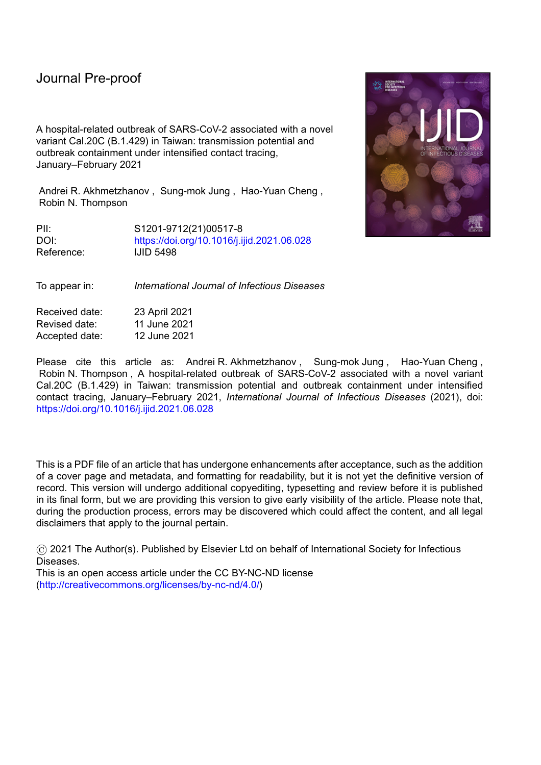# Journal Pre-proof

A hospital-related outbreak of SARS-CoV-2 associated with a novel variant Cal.20C (B.1.429) in Taiwan: transmission potential and outbreak containment under intensified contact tracing, January–February 2021

Andrei R. Akhmetzhanov , Sung-mok Jung , Hao-Yuan Cheng , Robin N. Thompson

PII: S1201-9712(21)00517-8
DOI: https://doi.org/10.1016/j.ijid.2021.06.028
Reference: IJID 5498

To appear in: *International Journal of Infectious Diseases*

Received date: 23 April 2021
Revised date: 11 June 2021
Accepted date: 12 June 2021

Please cite this article as: Andrei R. Akhmetzhanov , Sung-mok Jung , Hao-Yuan Cheng , Robin N. Thompson , A hospital-related outbreak of SARS-CoV-2 associated with a novel variant Cal.20C (B.1.429) in Taiwan: transmission potential and outbreak containment under intensified contact tracing, January–February 2021, *International Journal of Infectious Diseases* (2021), doi: https://doi.org/10.1016/j.ijid.2021.06.028

This is a PDF file of an article that has undergone enhancements after acceptance, such as the addition of a cover page and metadata, and formatting for readability, but it is not yet the definitive version of record. This version will undergo additional copyediting, typesetting and review before it is published in its final form, but we are providing this version to give early visibility of the article. Please note that, during the production process, errors may be discovered which could affect the content, and all legal disclaimers that apply to the journal pertain.

© 2021 The Author(s). Published by Elsevier Ltd on behalf of International Society for Infectious Diseases.
This is an open access article under the CC BY-NC-ND license (http://creativecommons.org/licenses/by-nc-nd/4.0/)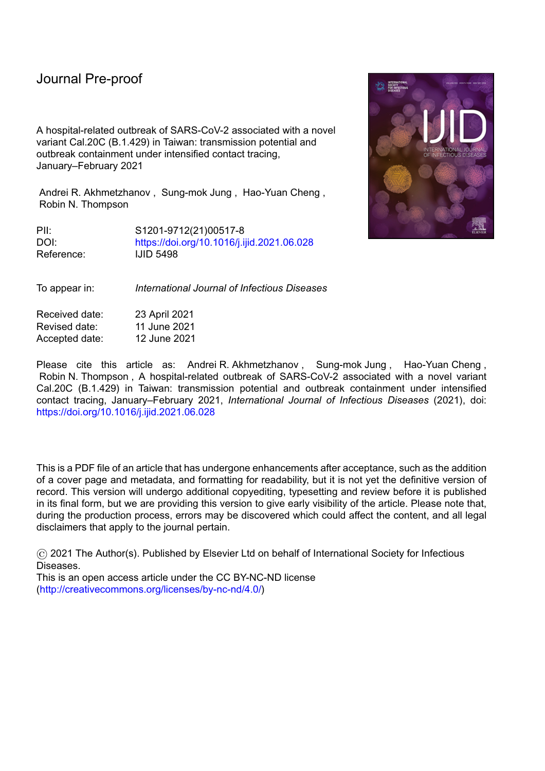# Journal Pre-proof

A hospital-related outbreak of SARS-CoV-2 associated with a novel variant Cal.20C (B.1.429) in Taiwan: transmission potential and outbreak containment under intensified contact tracing, January–February 2021

Andrei R. Akhmetzhanov , Sung-mok Jung , Hao-Yuan Cheng , Robin N. Thompson

PII: S1201-9712(21)00517-8
DOI: https://doi.org/10.1016/j.ijid.2021.06.028
Reference: IJID 5498

To appear in: *International Journal of Infectious Diseases*

Received date: 23 April 2021
Revised date: 11 June 2021
Accepted date: 12 June 2021

Please cite this article as: Andrei R. Akhmetzhanov , Sung-mok Jung , Hao-Yuan Cheng , Robin N. Thompson , A hospital-related outbreak of SARS-CoV-2 associated with a novel variant Cal.20C (B.1.429) in Taiwan: transmission potential and outbreak containment under intensified contact tracing, January–February 2021, *International Journal of Infectious Diseases* (2021), doi: https://doi.org/10.1016/j.ijid.2021.06.028

This is a PDF file of an article that has undergone enhancements after acceptance, such as the addition of a cover page and metadata, and formatting for readability, but it is not yet the definitive version of record. This version will undergo additional copyediting, typesetting and review before it is published in its final form, but we are providing this version to give early visibility of the article. Please note that, during the production process, errors may be discovered which could affect the content, and all legal disclaimers that apply to the journal pertain.

© 2021 The Author(s). Published by Elsevier Ltd on behalf of International Society for Infectious Diseases.
This is an open access article under the CC BY-NC-ND license (http://creativecommons.org/licenses/by-nc-nd/4.0/)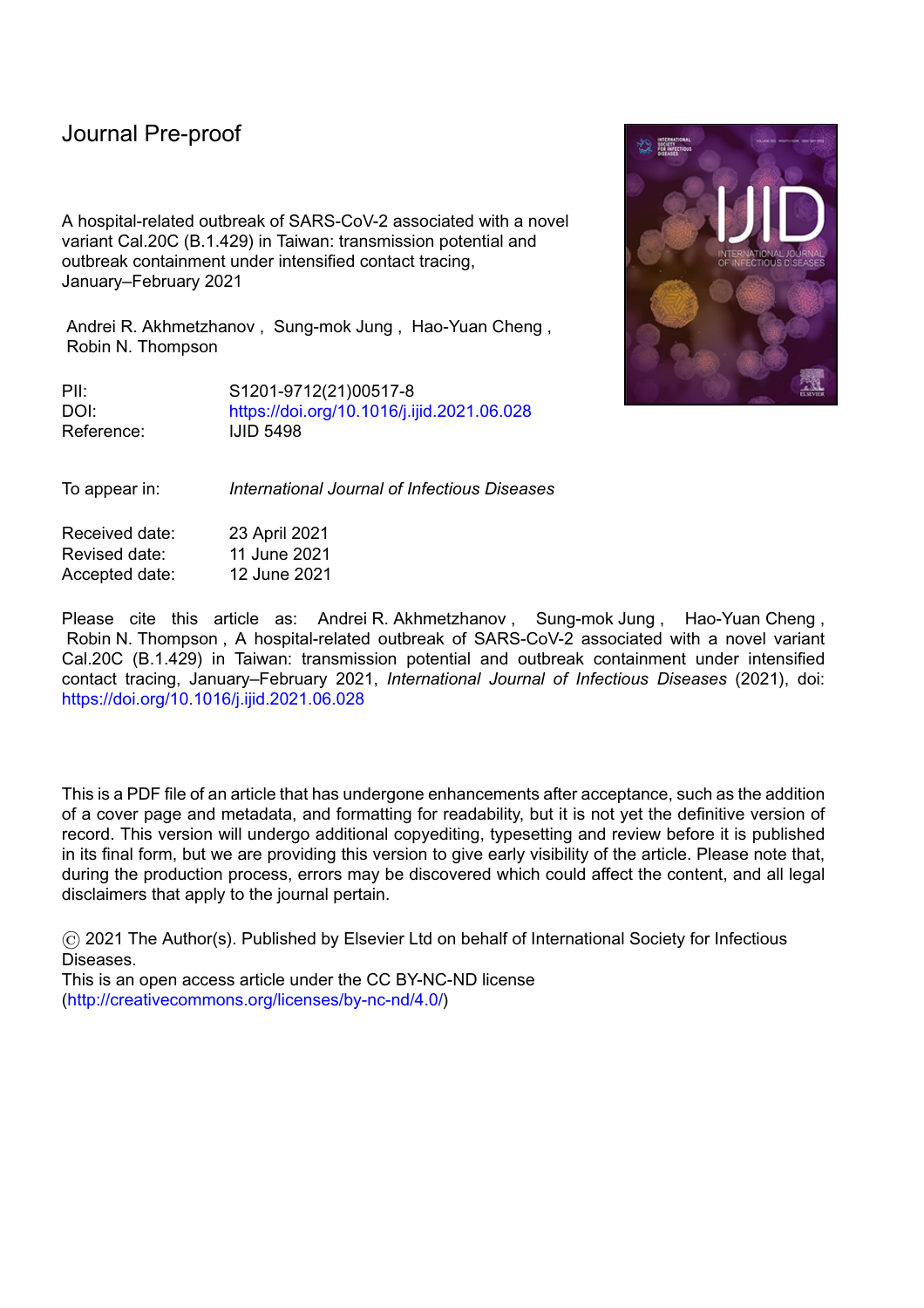Journal Pre-proof

A hospital-related outbreak of SARS-CoV-2 associated with a novel variant Cal.20C (B.1.429) in Taiwan: transmission potential and outbreak containment under intensified contact tracing, January–February 2021

Andrei R. Akhmetzhanov , Sung-mok Jung , Hao-Yuan Cheng , Robin N. Thompson

PII: S1201-9712(21)00517-8
DOI: https://doi.org/10.1016/j.ijid.2021.06.028
Reference: IJID 5498

To appear in: *International Journal of Infectious Diseases*

Received date: 23 April 2021
Revised date: 11 June 2021
Accepted date: 12 June 2021

Please cite this article as: Andrei R. Akhmetzhanov , Sung-mok Jung , Hao-Yuan Cheng , Robin N. Thompson , A hospital-related outbreak of SARS-CoV-2 associated with a novel variant Cal.20C (B.1.429) in Taiwan: transmission potential and outbreak containment under intensified contact tracing, January–February 2021, *International Journal of Infectious Diseases* (2021), doi: https://doi.org/10.1016/j.ijid.2021.06.028

This is a PDF file of an article that has undergone enhancements after acceptance, such as the addition of a cover page and metadata, and formatting for readability, but it is not yet the definitive version of record. This version will undergo additional copyediting, typesetting and review before it is published in its final form, but we are providing this version to give early visibility of the article. Please note that, during the production process, errors may be discovered which could affect the content, and all legal disclaimers that apply to the journal pertain.

© 2021 The Author(s). Published by Elsevier Ltd on behalf of International Society for Infectious Diseases.
This is an open access article under the CC BY-NC-ND license (http://creativecommons.org/licenses/by-nc-nd/4.0/)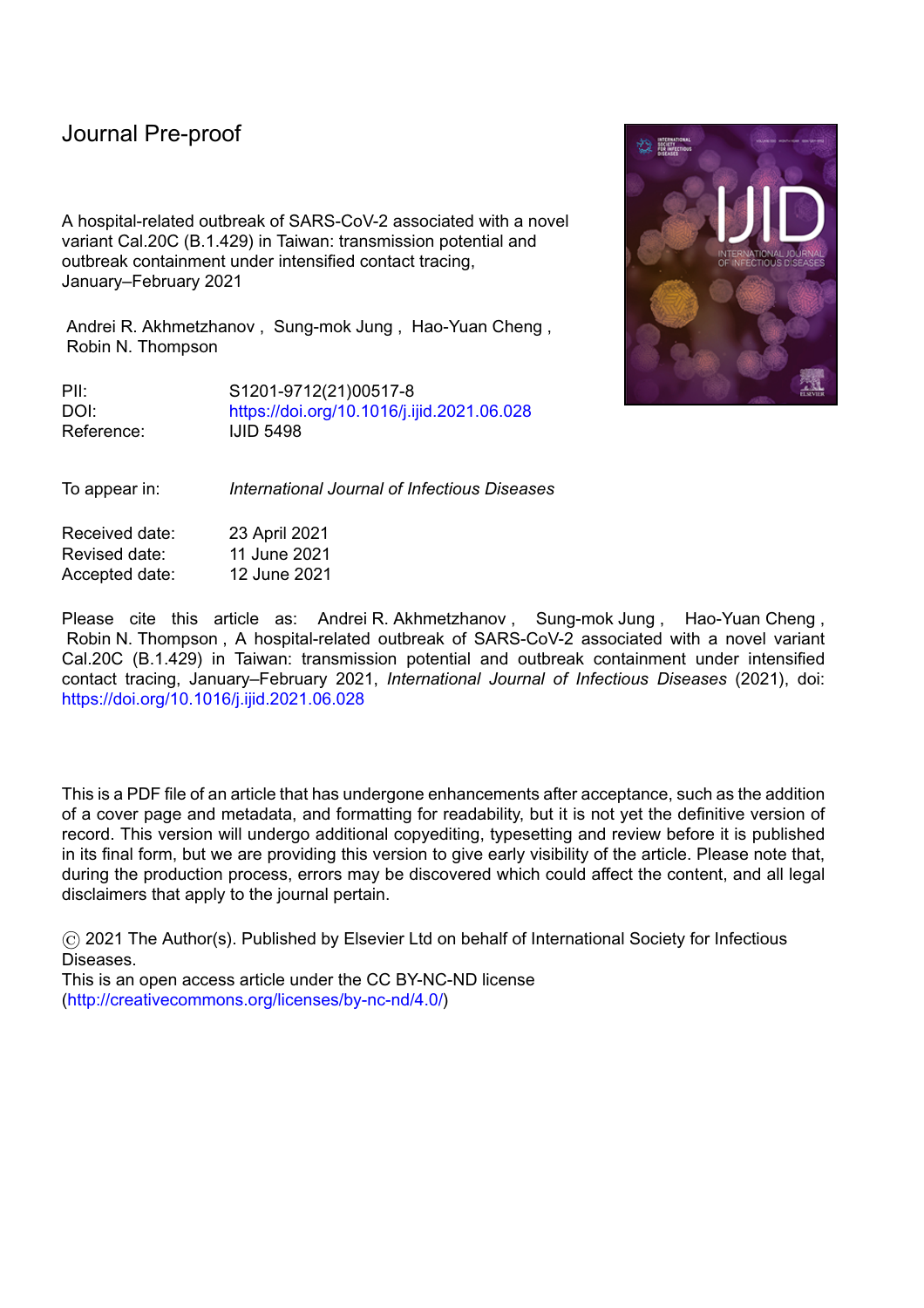Journal Pre-proof

A hospital-related outbreak of SARS-CoV-2 associated with a novel variant Cal.20C (B.1.429) in Taiwan: transmission potential and outbreak containment under intensified contact tracing, January–February 2021

Andrei R. Akhmetzhanov , Sung-mok Jung , Hao-Yuan Cheng , Robin N. Thompson

PII: S1201-9712(21)00517-8

DOI: https://doi.org/10.1016/j.ijid.2021.06.028

Reference: IJID 5498

To appear in: *International Journal of Infectious Diseases*

Received date: 23 April 2021

Revised date: 11 June 2021

Accepted date: 12 June 2021

Please cite this article as: Andrei R. Akhmetzhanov , Sung-mok Jung , Hao-Yuan Cheng , Robin N. Thompson , A hospital-related outbreak of SARS-CoV-2 associated with a novel variant Cal.20C (B.1.429) in Taiwan: transmission potential and outbreak containment under intensified contact tracing, January–February 2021, *International Journal of Infectious Diseases* (2021), doi: https://doi.org/10.1016/j.ijid.2021.06.028

This is a PDF file of an article that has undergone enhancements after acceptance, such as the addition of a cover page and metadata, and formatting for readability, but it is not yet the definitive version of record. This version will undergo additional copyediting, typesetting and review before it is published in its final form, but we are providing this version to give early visibility of the article. Please note that, during the production process, errors may be discovered which could affect the content, and all legal disclaimers that apply to the journal pertain.

© 2021 The Author(s). Published by Elsevier Ltd on behalf of International Society for Infectious Diseases.

This is an open access article under the CC BY-NC-ND license (http://creativecommons.org/licenses/by-nc-nd/4.0/)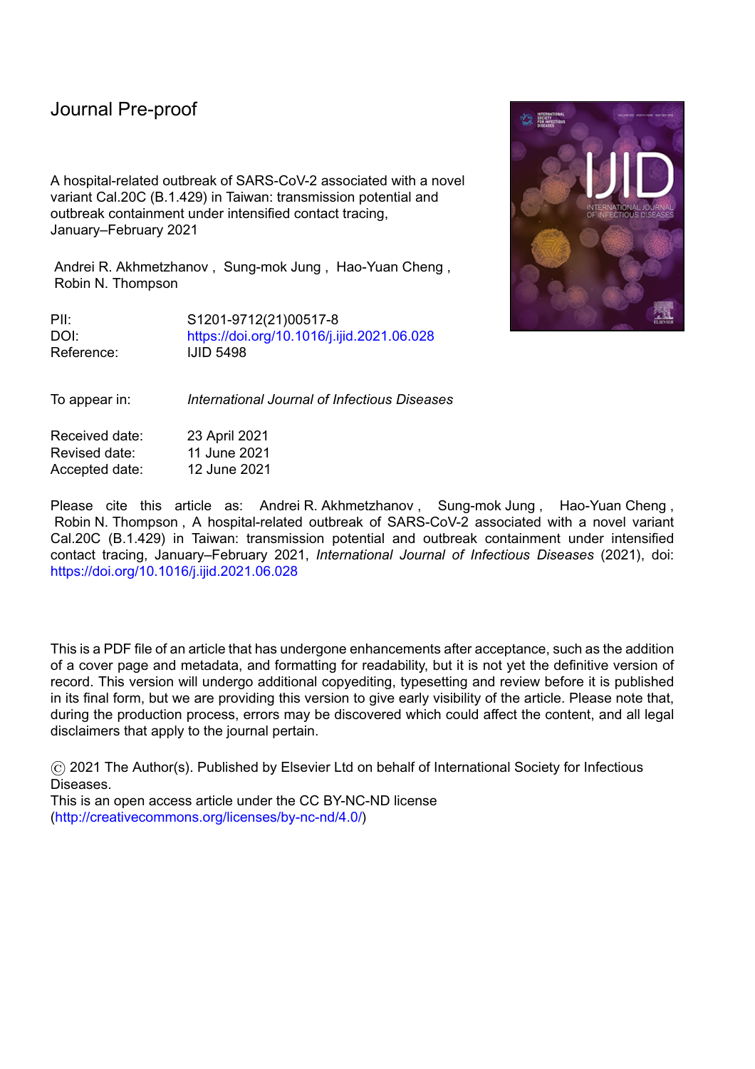Journal Pre-proof

A hospital-related outbreak of SARS-CoV-2 associated with a novel variant Cal.20C (B.1.429) in Taiwan: transmission potential and outbreak containment under intensified contact tracing, January–February 2021

Andrei R. Akhmetzhanov , Sung-mok Jung , Hao-Yuan Cheng , Robin N. Thompson

PII: S1201-9712(21)00517-8
DOI: https://doi.org/10.1016/j.ijid.2021.06.028
Reference: IJID 5498

To appear in: *International Journal of Infectious Diseases*

Received date: 23 April 2021
Revised date: 11 June 2021
Accepted date: 12 June 2021

Please cite this article as: Andrei R. Akhmetzhanov , Sung-mok Jung , Hao-Yuan Cheng , Robin N. Thompson , A hospital-related outbreak of SARS-CoV-2 associated with a novel variant Cal.20C (B.1.429) in Taiwan: transmission potential and outbreak containment under intensified contact tracing, January–February 2021, *International Journal of Infectious Diseases* (2021), doi: https://doi.org/10.1016/j.ijid.2021.06.028

This is a PDF file of an article that has undergone enhancements after acceptance, such as the addition of a cover page and metadata, and formatting for readability, but it is not yet the definitive version of record. This version will undergo additional copyediting, typesetting and review before it is published in its final form, but we are providing this version to give early visibility of the article. Please note that, during the production process, errors may be discovered which could affect the content, and all legal disclaimers that apply to the journal pertain.

© 2021 The Author(s). Published by Elsevier Ltd on behalf of International Society for Infectious Diseases.
This is an open access article under the CC BY-NC-ND license (http://creativecommons.org/licenses/by-nc-nd/4.0/)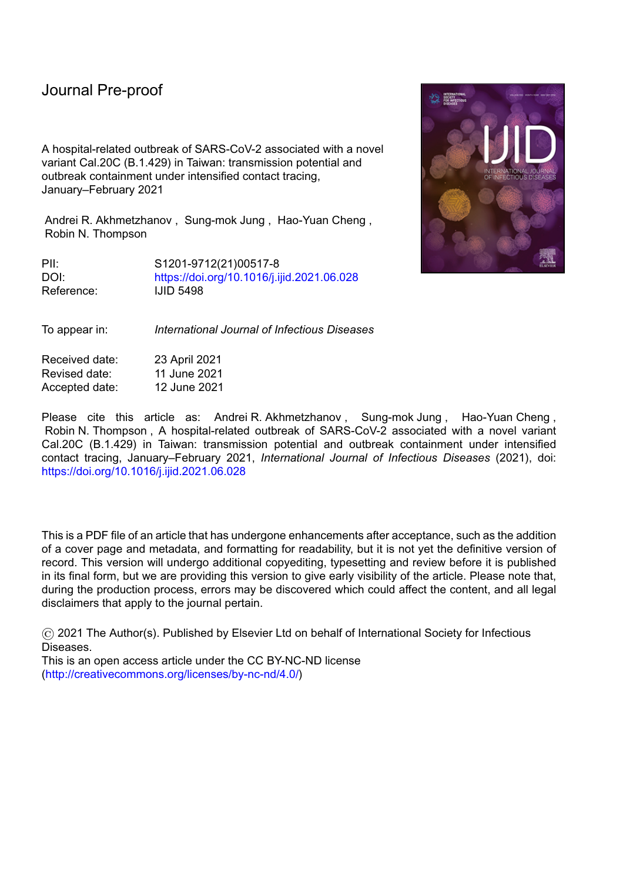Journal Pre-proof

A hospital-related outbreak of SARS-CoV-2 associated with a novel variant Cal.20C (B.1.429) in Taiwan: transmission potential and outbreak containment under intensified contact tracing, January–February 2021

Andrei R. Akhmetzhanov , Sung-mok Jung , Hao-Yuan Cheng , Robin N. Thompson

PII: S1201-9712(21)00517-8
DOI: https://doi.org/10.1016/j.ijid.2021.06.028
Reference: IJID 5498

To appear in: *International Journal of Infectious Diseases*

Received date: 23 April 2021
Revised date: 11 June 2021
Accepted date: 12 June 2021

Please cite this article as: Andrei R. Akhmetzhanov , Sung-mok Jung , Hao-Yuan Cheng , Robin N. Thompson , A hospital-related outbreak of SARS-CoV-2 associated with a novel variant Cal.20C (B.1.429) in Taiwan: transmission potential and outbreak containment under intensified contact tracing, January–February 2021, *International Journal of Infectious Diseases* (2021), doi: https://doi.org/10.1016/j.ijid.2021.06.028

This is a PDF file of an article that has undergone enhancements after acceptance, such as the addition of a cover page and metadata, and formatting for readability, but it is not yet the definitive version of record. This version will undergo additional copyediting, typesetting and review before it is published in its final form, but we are providing this version to give early visibility of the article. Please note that, during the production process, errors may be discovered which could affect the content, and all legal disclaimers that apply to the journal pertain.

© 2021 The Author(s). Published by Elsevier Ltd on behalf of International Society for Infectious Diseases.
This is an open access article under the CC BY-NC-ND license (http://creativecommons.org/licenses/by-nc-nd/4.0/)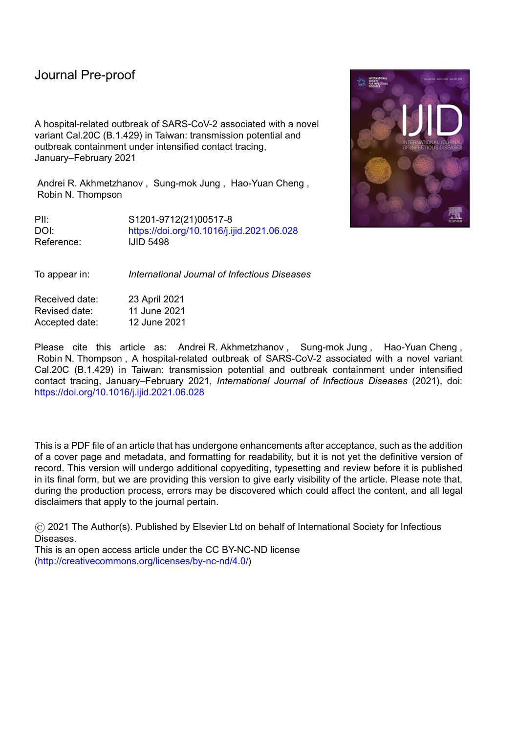Journal Pre-proof

A hospital-related outbreak of SARS-CoV-2 associated with a novel variant Cal.20C (B.1.429) in Taiwan: transmission potential and outbreak containment under intensified contact tracing, January–February 2021

Andrei R. Akhmetzhanov , Sung-mok Jung , Hao-Yuan Cheng , Robin N. Thompson

PII: S1201-9712(21)00517-8
DOI: https://doi.org/10.1016/j.ijid.2021.06.028
Reference: IJID 5498

To appear in: *International Journal of Infectious Diseases*

Received date: 23 April 2021
Revised date: 11 June 2021
Accepted date: 12 June 2021

Please cite this article as: Andrei R. Akhmetzhanov , Sung-mok Jung , Hao-Yuan Cheng , Robin N. Thompson , A hospital-related outbreak of SARS-CoV-2 associated with a novel variant Cal.20C (B.1.429) in Taiwan: transmission potential and outbreak containment under intensified contact tracing, January–February 2021, *International Journal of Infectious Diseases* (2021), doi: https://doi.org/10.1016/j.ijid.2021.06.028

This is a PDF file of an article that has undergone enhancements after acceptance, such as the addition of a cover page and metadata, and formatting for readability, but it is not yet the definitive version of record. This version will undergo additional copyediting, typesetting and review before it is published in its final form, but we are providing this version to give early visibility of the article. Please note that, during the production process, errors may be discovered which could affect the content, and all legal disclaimers that apply to the journal pertain.

© 2021 The Author(s). Published by Elsevier Ltd on behalf of International Society for Infectious Diseases.
This is an open access article under the CC BY-NC-ND license (http://creativecommons.org/licenses/by-nc-nd/4.0/)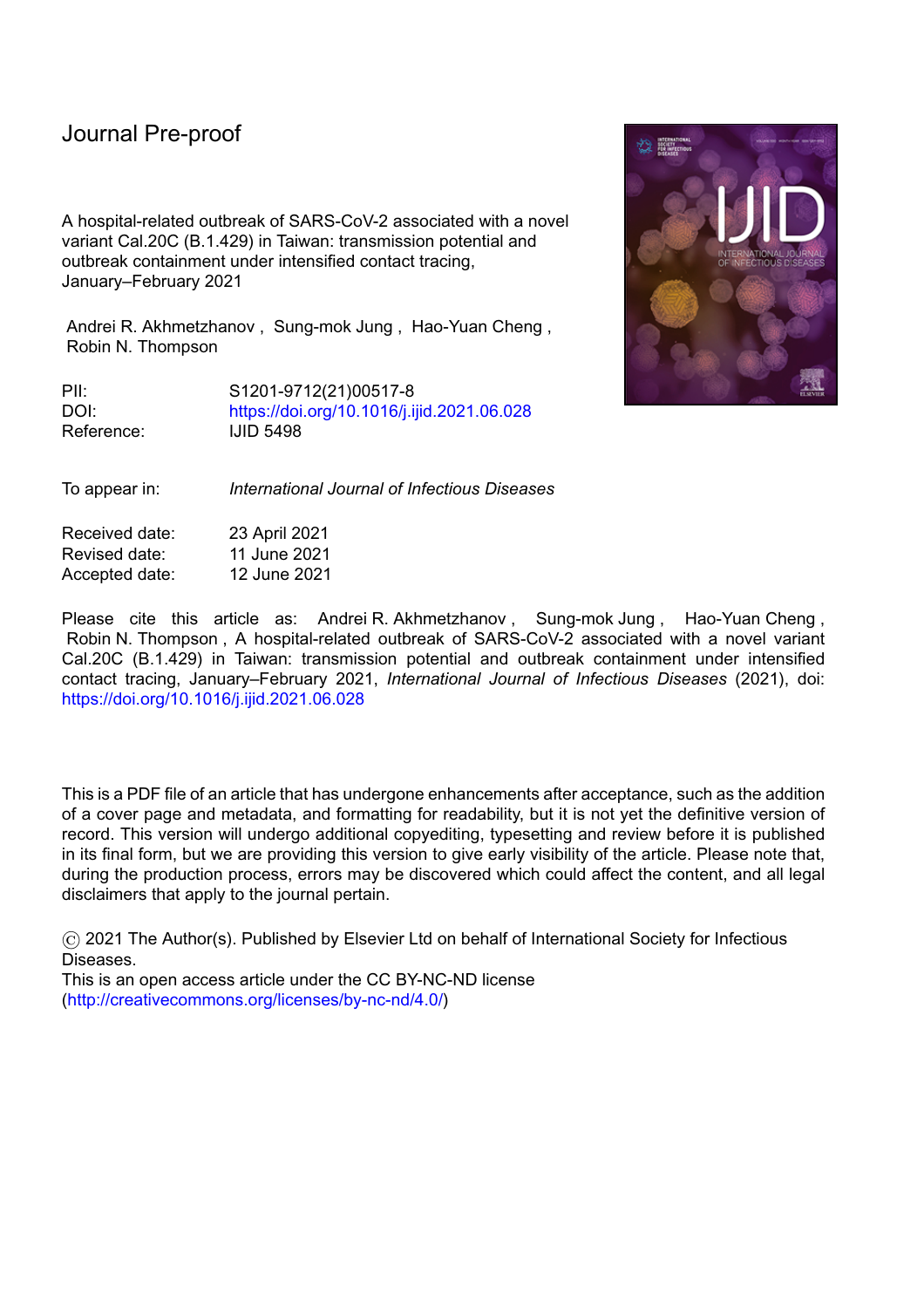Journal Pre-proof

A hospital-related outbreak of SARS-CoV-2 associated with a novel variant Cal.20C (B.1.429) in Taiwan: transmission potential and outbreak containment under intensified contact tracing, January–February 2021

Andrei R. Akhmetzhanov , Sung-mok Jung , Hao-Yuan Cheng , Robin N. Thompson

PII: S1201-9712(21)00517-8
DOI: https://doi.org/10.1016/j.ijid.2021.06.028
Reference: IJID 5498

To appear in: *International Journal of Infectious Diseases*

Received date: 23 April 2021
Revised date: 11 June 2021
Accepted date: 12 June 2021

Please cite this article as: Andrei R. Akhmetzhanov , Sung-mok Jung , Hao-Yuan Cheng , Robin N. Thompson , A hospital-related outbreak of SARS-CoV-2 associated with a novel variant Cal.20C (B.1.429) in Taiwan: transmission potential and outbreak containment under intensified contact tracing, January–February 2021, *International Journal of Infectious Diseases* (2021), doi: https://doi.org/10.1016/j.ijid.2021.06.028

This is a PDF file of an article that has undergone enhancements after acceptance, such as the addition of a cover page and metadata, and formatting for readability, but it is not yet the definitive version of record. This version will undergo additional copyediting, typesetting and review before it is published in its final form, but we are providing this version to give early visibility of the article. Please note that, during the production process, errors may be discovered which could affect the content, and all legal disclaimers that apply to the journal pertain.

© 2021 The Author(s). Published by Elsevier Ltd on behalf of International Society for Infectious Diseases.
This is an open access article under the CC BY-NC-ND license (http://creativecommons.org/licenses/by-nc-nd/4.0/)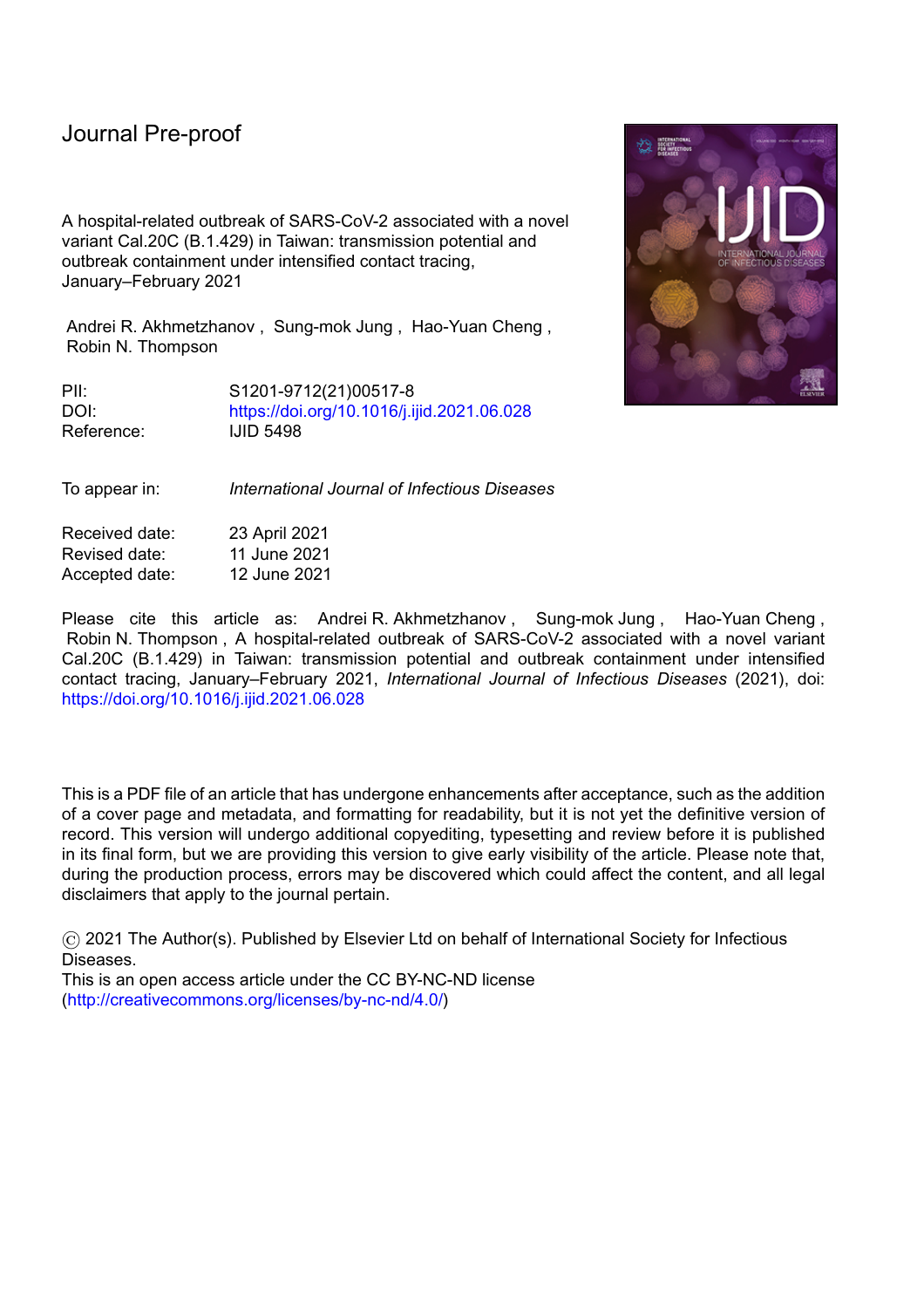Journal Pre-proof

A hospital-related outbreak of SARS-CoV-2 associated with a novel variant Cal.20C (B.1.429) in Taiwan: transmission potential and outbreak containment under intensified contact tracing, January–February 2021

Andrei R. Akhmetzhanov , Sung-mok Jung , Hao-Yuan Cheng , Robin N. Thompson

| | |
|---|---|
| PII: | S1201-9712(21)00517-8 |
| DOI: | https://doi.org/10.1016/j.ijid.2021.06.028 |
| Reference: | IJID 5498 |

| | |
|---|---|
| To appear in: | *International Journal of Infectious Diseases* |

| | |
|---|---|
| Received date: | 23 April 2021 |
| Revised date: | 11 June 2021 |
| Accepted date: | 12 June 2021 |

Please cite this article as: Andrei R. Akhmetzhanov , Sung-mok Jung , Hao-Yuan Cheng , Robin N. Thompson , A hospital-related outbreak of SARS-CoV-2 associated with a novel variant Cal.20C (B.1.429) in Taiwan: transmission potential and outbreak containment under intensified contact tracing, January–February 2021, *International Journal of Infectious Diseases* (2021), doi: https://doi.org/10.1016/j.ijid.2021.06.028

This is a PDF file of an article that has undergone enhancements after acceptance, such as the addition of a cover page and metadata, and formatting for readability, but it is not yet the definitive version of record. This version will undergo additional copyediting, typesetting and review before it is published in its final form, but we are providing this version to give early visibility of the article. Please note that, during the production process, errors may be discovered which could affect the content, and all legal disclaimers that apply to the journal pertain.

© 2021 The Author(s). Published by Elsevier Ltd on behalf of International Society for Infectious Diseases.
This is an open access article under the CC BY-NC-ND license (http://creativecommons.org/licenses/by-nc-nd/4.0/)